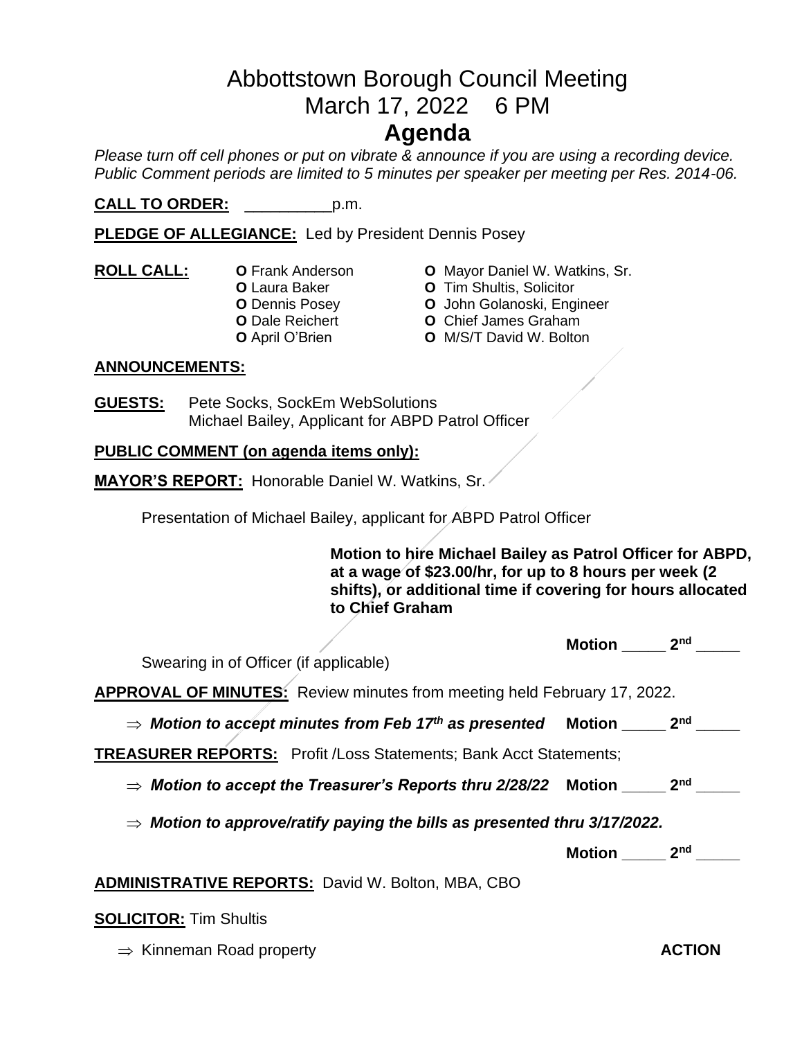# Abbottstown Borough Council Meeting

# March 17, 2022 6 PM

# Agenda

*Please turn off cell phones or put on vibrate & announce if you are using a recording device. Public Comment periods are limited to 5 minutes per speaker per meeting per Res. 2014-06.*

**CALL TO ORDER:** __________p.m.

**PLEDGE OF ALLEGIANCE:** Led by President Dennis Posey

**ROLL CALL:**

- **O** Frank Anderson
- **O** Laura Baker
- **O** Dennis Posey
- **O** Dale Reichert
- **O** April O'Brien
- **O** Mayor Daniel W. Watkins, Sr.
- **O** Tim Shultis, Solicitor
- **O** John Golanoski, Engineer
- **O** Chief James Graham
- **O** M/S/T David W. Bolton

**ANNOUNCEMENTS:**

**GUESTS:** Pete Socks, SockEm WebSolutions
Michael Bailey, Applicant for ABPD Patrol Officer

**PUBLIC COMMENT (on agenda items only):**

**MAYOR'S REPORT:** Honorable Daniel W. Watkins, Sr.

Presentation of Michael Bailey, applicant for ABPD Patrol Officer

**Motion to hire Michael Bailey as Patrol Officer for ABPD, at a wage of $23.00/hr, for up to 8 hours per week (2 shifts), or additional time if covering for hours allocated to Chief Graham**

**Motion _____ 2nd _____**

Swearing in of Officer (if applicable)

**APPROVAL OF MINUTES:** Review minutes from meeting held February 17, 2022.

⇒ ***Motion to accept minutes from Feb 17th as presented*** **Motion _____ 2nd _____**

**TREASURER REPORTS:** Profit /Loss Statements; Bank Acct Statements;

⇒ ***Motion to accept the Treasurer's Reports thru 2/28/22*** **Motion _____ 2nd _____**

⇒ ***Motion to approve/ratify paying the bills as presented thru 3/17/2022.***

**Motion _____ 2nd _____**

**ADMINISTRATIVE REPORTS:** David W. Bolton, MBA, CBO

**SOLICITOR:** Tim Shultis

⇒ Kinneman Road property **ACTION**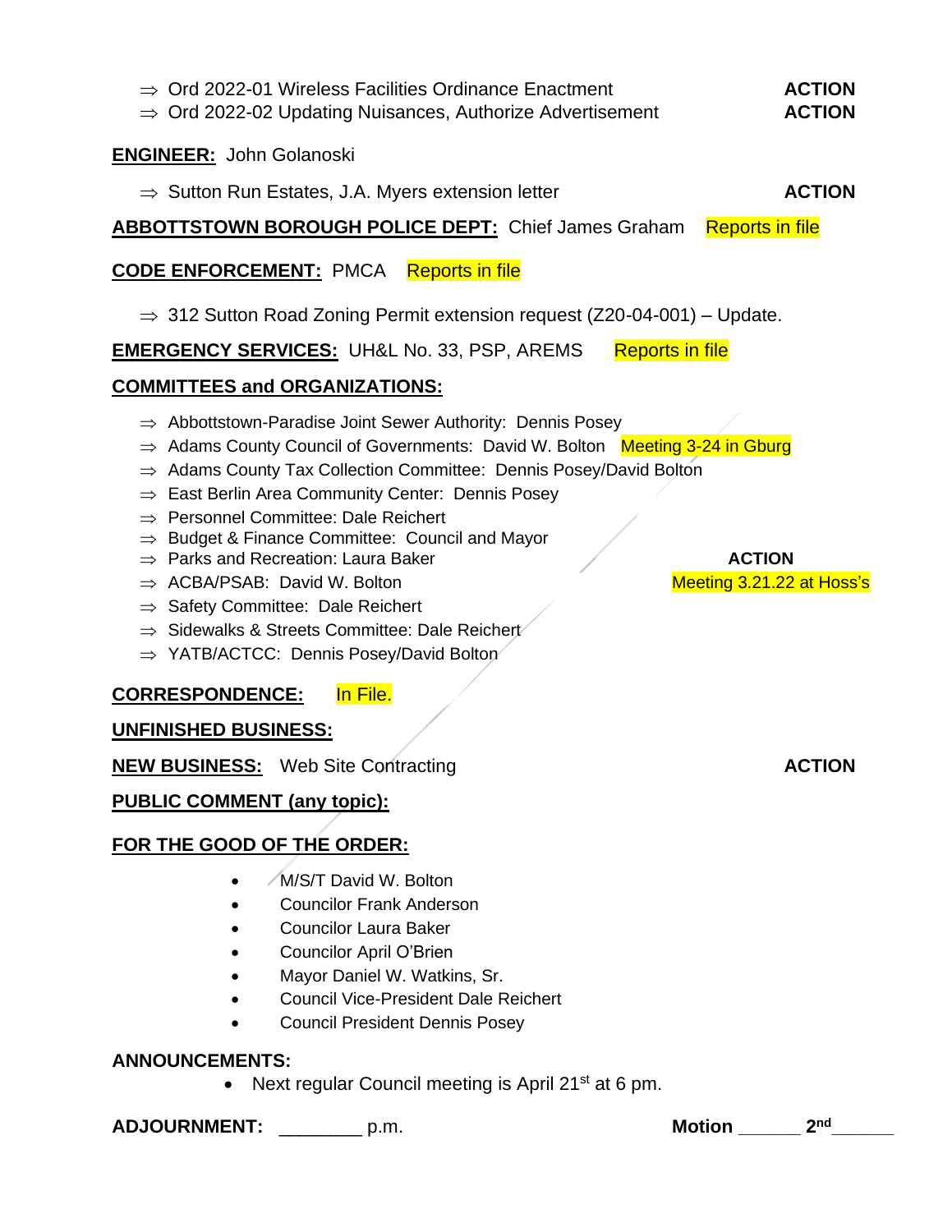- ⇒ Ord 2022-01 Wireless Facilities Ordinance Enactment **ACTION**
- ⇒ Ord 2022-02 Updating Nuisances, Authorize Advertisement **ACTION**

**ENGINEER:** John Golanoski

- ⇒ Sutton Run Estates, J.A. Myers extension letter **ACTION**

**ABBOTTSTOWN BOROUGH POLICE DEPT:** Chief James Graham Reports in file

**CODE ENFORCEMENT:** PMCA Reports in file

- ⇒ 312 Sutton Road Zoning Permit extension request (Z20-04-001) – Update.

**EMERGENCY SERVICES:** UH&L No. 33, PSP, AREMS Reports in file

**COMMITTEES and ORGANIZATIONS:**

- ⇒ Abbottstown-Paradise Joint Sewer Authority: Dennis Posey
- ⇒ Adams County Council of Governments: David W. Bolton Meeting 3-24 in Gburg
- ⇒ Adams County Tax Collection Committee: Dennis Posey/David Bolton
- ⇒ East Berlin Area Community Center: Dennis Posey
- ⇒ Personnel Committee: Dale Reichert
- ⇒ Budget & Finance Committee: Council and Mayor
- ⇒ Parks and Recreation: Laura Baker **ACTION**
- ⇒ ACBA/PSAB: David W. Bolton Meeting 3.21.22 at Hoss's
- ⇒ Safety Committee: Dale Reichert
- ⇒ Sidewalks & Streets Committee: Dale Reichert
- ⇒ YATB/ACTCC: Dennis Posey/David Bolton

**CORRESPONDENCE:** In File.

**UNFINISHED BUSINESS:**

**NEW BUSINESS:** Web Site Contracting **ACTION**

**PUBLIC COMMENT (any topic):**

**FOR THE GOOD OF THE ORDER:**

- M/S/T David W. Bolton
- Councilor Frank Anderson
- Councilor Laura Baker
- Councilor April O'Brien
- Mayor Daniel W. Watkins, Sr.
- Council Vice-President Dale Reichert
- Council President Dennis Posey

**ANNOUNCEMENTS:**

- Next regular Council meeting is April 21st at 6 pm.

**ADJOURNMENT:** ________ p.m. **Motion** ______ **2nd**______